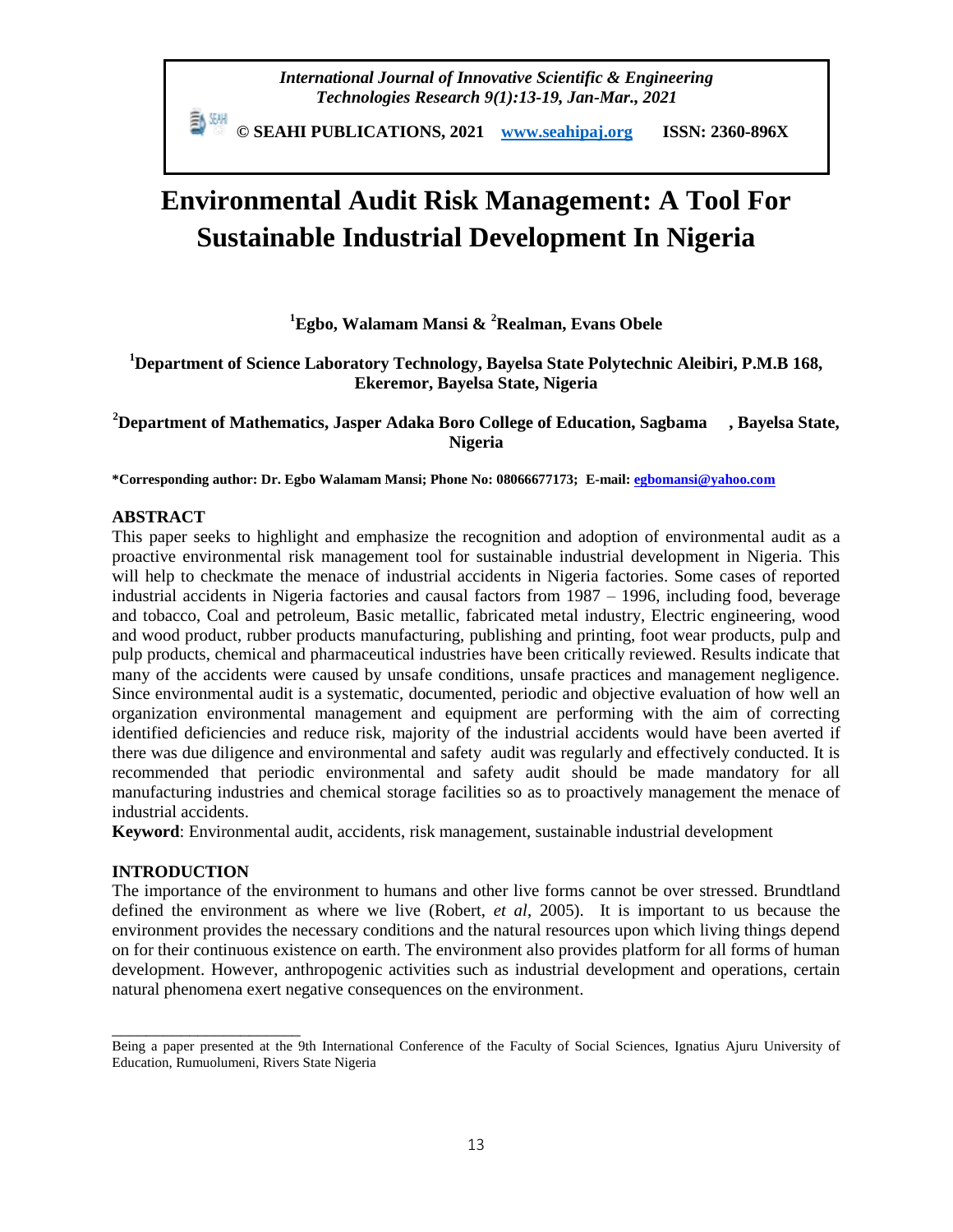# Environmental Audit Risk Management: A Tool For Sustainable Industrial Development In Nigeria

**[1]Egbo, Walamam Mansi & [2]Realman, Evans Obele**

**[1]Department of Science Laboratory Technology, Bayelsa State Polytechnic Aleibiri, P.M.B 168, Ekeremor, Bayelsa State, Nigeria**

**[2]Department of Mathematics, Jasper Adaka Boro College of Education, Sagbama, Bayelsa State, Nigeria**

**\*Corresponding author: Dr. Egbo Walamam Mansi; Phone No: 08066677173; E-mail: egbomansi@yahoo.com**

## ABSTRACT

This paper seeks to highlight and emphasize the recognition and adoption of environmental audit as a proactive environmental risk management tool for sustainable industrial development in Nigeria. This will help to checkmate the menace of industrial accidents in Nigeria factories. Some cases of reported industrial accidents in Nigeria factories and causal factors from 1987 – 1996, including food, beverage and tobacco, Coal and petroleum, Basic metallic, fabricated metal industry, Electric engineering, wood and wood product, rubber products manufacturing, publishing and printing, foot wear products, pulp and pulp products, chemical and pharmaceutical industries have been critically reviewed. Results indicate that many of the accidents were caused by unsafe conditions, unsafe practices and management negligence. Since environmental audit is a systematic, documented, periodic and objective evaluation of how well an organization environmental management and equipment are performing with the aim of correcting identified deficiencies and reduce risk, majority of the industrial accidents would have been averted if there was due diligence and environmental and safety audit was regularly and effectively conducted. It is recommended that periodic environmental and safety audit should be made mandatory for all manufacturing industries and chemical storage facilities so as to proactively management the menace of industrial accidents.

**Keyword**: Environmental audit, accidents, risk management, sustainable industrial development

## INTRODUCTION

The importance of the environment to humans and other live forms cannot be over stressed. Brundtland defined the environment as where we live (Robert, *et al*, 2005). It is important to us because the environment provides the necessary conditions and the natural resources upon which living things depend on for their continuous existence on earth. The environment also provides platform for all forms of human development. However, anthropogenic activities such as industrial development and operations, certain natural phenomena exert negative consequences on the environment.

---

Being a paper presented at the 9th International Conference of the Faculty of Social Sciences, Ignatius Ajuru University of Education, Rumuolumeni, Rivers State Nigeria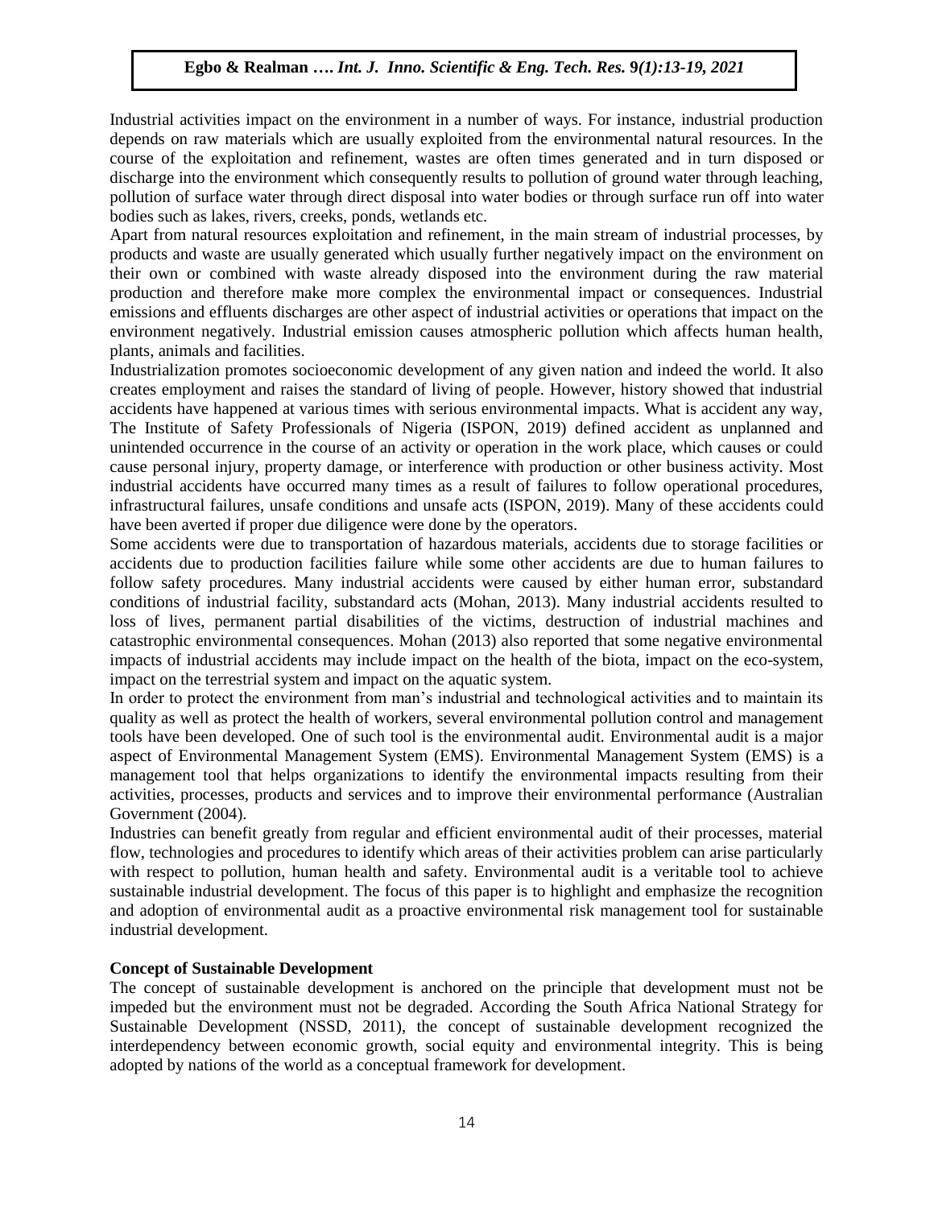Industrial activities impact on the environment in a number of ways. For instance, industrial production depends on raw materials which are usually exploited from the environmental natural resources. In the course of the exploitation and refinement, wastes are often times generated and in turn disposed or discharge into the environment which consequently results to pollution of ground water through leaching, pollution of surface water through direct disposal into water bodies or through surface run off into water bodies such as lakes, rivers, creeks, ponds, wetlands etc.

Apart from natural resources exploitation and refinement, in the main stream of industrial processes, by products and waste are usually generated which usually further negatively impact on the environment on their own or combined with waste already disposed into the environment during the raw material production and therefore make more complex the environmental impact or consequences. Industrial emissions and effluents discharges are other aspect of industrial activities or operations that impact on the environment negatively. Industrial emission causes atmospheric pollution which affects human health, plants, animals and facilities.

Industrialization promotes socioeconomic development of any given nation and indeed the world. It also creates employment and raises the standard of living of people. However, history showed that industrial accidents have happened at various times with serious environmental impacts. What is accident any way, The Institute of Safety Professionals of Nigeria (ISPON, 2019) defined accident as unplanned and unintended occurrence in the course of an activity or operation in the work place, which causes or could cause personal injury, property damage, or interference with production or other business activity. Most industrial accidents have occurred many times as a result of failures to follow operational procedures, infrastructural failures, unsafe conditions and unsafe acts (ISPON, 2019). Many of these accidents could have been averted if proper due diligence were done by the operators.

Some accidents were due to transportation of hazardous materials, accidents due to storage facilities or accidents due to production facilities failure while some other accidents are due to human failures to follow safety procedures. Many industrial accidents were caused by either human error, substandard conditions of industrial facility, substandard acts (Mohan, 2013). Many industrial accidents resulted to loss of lives, permanent partial disabilities of the victims, destruction of industrial machines and catastrophic environmental consequences. Mohan (2013) also reported that some negative environmental impacts of industrial accidents may include impact on the health of the biota, impact on the eco-system, impact on the terrestrial system and impact on the aquatic system.

In order to protect the environment from man's industrial and technological activities and to maintain its quality as well as protect the health of workers, several environmental pollution control and management tools have been developed. One of such tool is the environmental audit. Environmental audit is a major aspect of Environmental Management System (EMS). Environmental Management System (EMS) is a management tool that helps organizations to identify the environmental impacts resulting from their activities, processes, products and services and to improve their environmental performance (Australian Government (2004).

Industries can benefit greatly from regular and efficient environmental audit of their processes, material flow, technologies and procedures to identify which areas of their activities problem can arise particularly with respect to pollution, human health and safety. Environmental audit is a veritable tool to achieve sustainable industrial development. The focus of this paper is to highlight and emphasize the recognition and adoption of environmental audit as a proactive environmental risk management tool for sustainable industrial development.

**Concept of Sustainable Development**

The concept of sustainable development is anchored on the principle that development must not be impeded but the environment must not be degraded. According the South Africa National Strategy for Sustainable Development (NSSD, 2011), the concept of sustainable development recognized the interdependency between economic growth, social equity and environmental integrity. This is being adopted by nations of the world as a conceptual framework for development.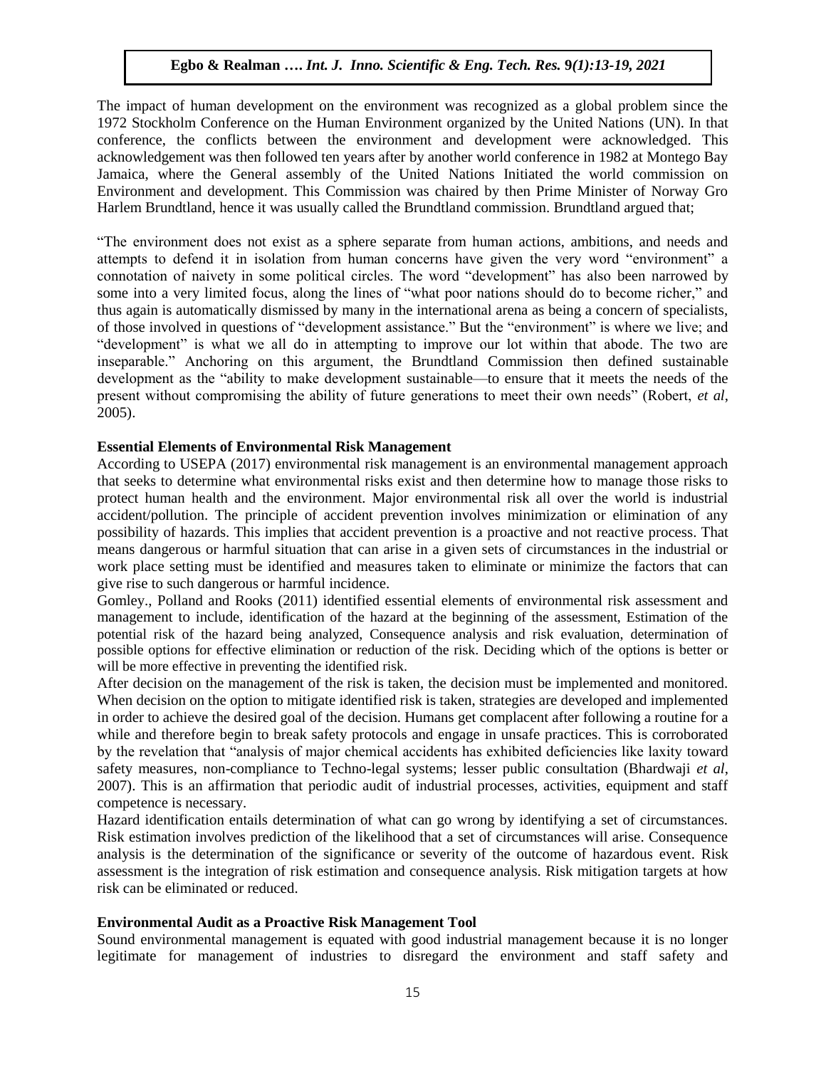The impact of human development on the environment was recognized as a global problem since the 1972 Stockholm Conference on the Human Environment organized by the United Nations (UN). In that conference, the conflicts between the environment and development were acknowledged. This acknowledgement was then followed ten years after by another world conference in 1982 at Montego Bay Jamaica, where the General assembly of the United Nations Initiated the world commission on Environment and development. This Commission was chaired by then Prime Minister of Norway Gro Harlem Brundtland, hence it was usually called the Brundtland commission. Brundtland argued that;

"The environment does not exist as a sphere separate from human actions, ambitions, and needs and attempts to defend it in isolation from human concerns have given the very word "environment" a connotation of naivety in some political circles. The word "development" has also been narrowed by some into a very limited focus, along the lines of "what poor nations should do to become richer," and thus again is automatically dismissed by many in the international arena as being a concern of specialists, of those involved in questions of "development assistance." But the "environment" is where we live; and "development" is what we all do in attempting to improve our lot within that abode. The two are inseparable." Anchoring on this argument, the Brundtland Commission then defined sustainable development as the "ability to make development sustainable—to ensure that it meets the needs of the present without compromising the ability of future generations to meet their own needs" (Robert, *et al*, 2005).

**Essential Elements of Environmental Risk Management**

According to USEPA (2017) environmental risk management is an environmental management approach that seeks to determine what environmental risks exist and then determine how to manage those risks to protect human health and the environment. Major environmental risk all over the world is industrial accident/pollution. The principle of accident prevention involves minimization or elimination of any possibility of hazards. This implies that accident prevention is a proactive and not reactive process. That means dangerous or harmful situation that can arise in a given sets of circumstances in the industrial or work place setting must be identified and measures taken to eliminate or minimize the factors that can give rise to such dangerous or harmful incidence.

Gomley., Polland and Rooks (2011) identified essential elements of environmental risk assessment and management to include, identification of the hazard at the beginning of the assessment, Estimation of the potential risk of the hazard being analyzed, Consequence analysis and risk evaluation, determination of possible options for effective elimination or reduction of the risk. Deciding which of the options is better or will be more effective in preventing the identified risk.

After decision on the management of the risk is taken, the decision must be implemented and monitored. When decision on the option to mitigate identified risk is taken, strategies are developed and implemented in order to achieve the desired goal of the decision. Humans get complacent after following a routine for a while and therefore begin to break safety protocols and engage in unsafe practices. This is corroborated by the revelation that "analysis of major chemical accidents has exhibited deficiencies like laxity toward safety measures, non-compliance to Techno-legal systems; lesser public consultation (Bhardwaji *et al*, 2007). This is an affirmation that periodic audit of industrial processes, activities, equipment and staff competence is necessary.

Hazard identification entails determination of what can go wrong by identifying a set of circumstances. Risk estimation involves prediction of the likelihood that a set of circumstances will arise. Consequence analysis is the determination of the significance or severity of the outcome of hazardous event. Risk assessment is the integration of risk estimation and consequence analysis. Risk mitigation targets at how risk can be eliminated or reduced.

**Environmental Audit as a Proactive Risk Management Tool**

Sound environmental management is equated with good industrial management because it is no longer legitimate for management of industries to disregard the environment and staff safety and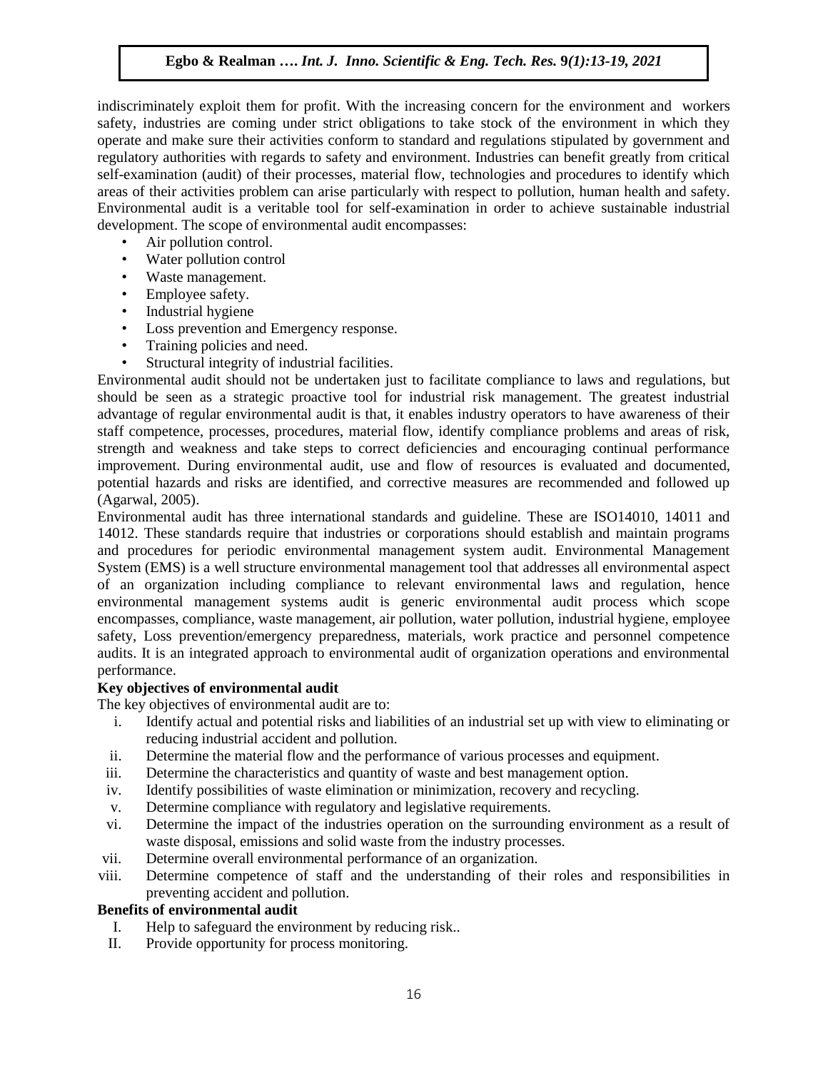indiscriminately exploit them for profit. With the increasing concern for the environment and workers safety, industries are coming under strict obligations to take stock of the environment in which they operate and make sure their activities conform to standard and regulations stipulated by government and regulatory authorities with regards to safety and environment. Industries can benefit greatly from critical self-examination (audit) of their processes, material flow, technologies and procedures to identify which areas of their activities problem can arise particularly with respect to pollution, human health and safety. Environmental audit is a veritable tool for self-examination in order to achieve sustainable industrial development. The scope of environmental audit encompasses:

- Air pollution control.
- Water pollution control
- Waste management.
- Employee safety.
- Industrial hygiene
- Loss prevention and Emergency response.
- Training policies and need.
- Structural integrity of industrial facilities.

Environmental audit should not be undertaken just to facilitate compliance to laws and regulations, but should be seen as a strategic proactive tool for industrial risk management. The greatest industrial advantage of regular environmental audit is that, it enables industry operators to have awareness of their staff competence, processes, procedures, material flow, identify compliance problems and areas of risk, strength and weakness and take steps to correct deficiencies and encouraging continual performance improvement. During environmental audit, use and flow of resources is evaluated and documented, potential hazards and risks are identified, and corrective measures are recommended and followed up (Agarwal, 2005).

Environmental audit has three international standards and guideline. These are ISO14010, 14011 and 14012. These standards require that industries or corporations should establish and maintain programs and procedures for periodic environmental management system audit. Environmental Management System (EMS) is a well structure environmental management tool that addresses all environmental aspect of an organization including compliance to relevant environmental laws and regulation, hence environmental management systems audit is generic environmental audit process which scope encompasses, compliance, waste management, air pollution, water pollution, industrial hygiene, employee safety, Loss prevention/emergency preparedness, materials, work practice and personnel competence audits. It is an integrated approach to environmental audit of organization operations and environmental performance.

**Key objectives of environmental audit**

The key objectives of environmental audit are to:

1. Identify actual and potential risks and liabilities of an industrial set up with view to eliminating or reducing industrial accident and pollution.
2. Determine the material flow and the performance of various processes and equipment.
3. Determine the characteristics and quantity of waste and best management option.
4. Identify possibilities of waste elimination or minimization, recovery and recycling.
5. Determine compliance with regulatory and legislative requirements.
6. Determine the impact of the industries operation on the surrounding environment as a result of waste disposal, emissions and solid waste from the industry processes.
7. Determine overall environmental performance of an organization.
8. Determine competence of staff and the understanding of their roles and responsibilities in preventing accident and pollution.

**Benefits of environmental audit**

I. Help to safeguard the environment by reducing risk..
II. Provide opportunity for process monitoring.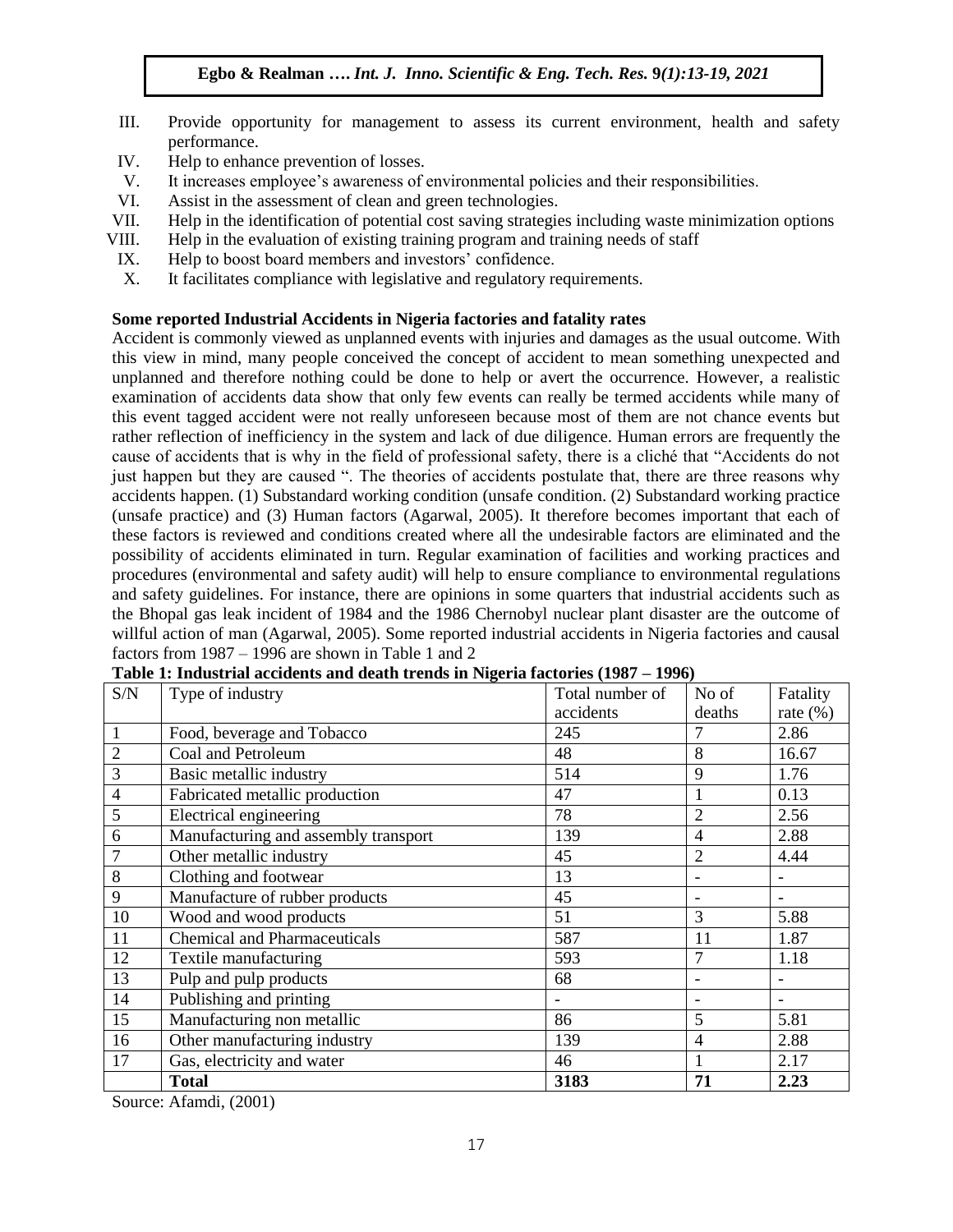III. Provide opportunity for management to assess its current environment, health and safety performance.
IV. Help to enhance prevention of losses.
V. It increases employee's awareness of environmental policies and their responsibilities.
VI. Assist in the assessment of clean and green technologies.
VII. Help in the identification of potential cost saving strategies including waste minimization options
VIII. Help in the evaluation of existing training program and training needs of staff
IX. Help to boost board members and investors' confidence.
X. It facilitates compliance with legislative and regulatory requirements.

**Some reported Industrial Accidents in Nigeria factories and fatality rates**

Accident is commonly viewed as unplanned events with injuries and damages as the usual outcome. With this view in mind, many people conceived the concept of accident to mean something unexpected and unplanned and therefore nothing could be done to help or avert the occurrence. However, a realistic examination of accidents data show that only few events can really be termed accidents while many of this event tagged accident were not really unforeseen because most of them are not chance events but rather reflection of inefficiency in the system and lack of due diligence. Human errors are frequently the cause of accidents that is why in the field of professional safety, there is a cliché that "Accidents do not just happen but they are caused ". The theories of accidents postulate that, there are three reasons why accidents happen. (1) Substandard working condition (unsafe condition. (2) Substandard working practice (unsafe practice) and (3) Human factors (Agarwal, 2005). It therefore becomes important that each of these factors is reviewed and conditions created where all the undesirable factors are eliminated and the possibility of accidents eliminated in turn. Regular examination of facilities and working practices and procedures (environmental and safety audit) will help to ensure compliance to environmental regulations and safety guidelines. For instance, there are opinions in some quarters that industrial accidents such as the Bhopal gas leak incident of 1984 and the 1986 Chernobyl nuclear plant disaster are the outcome of willful action of man (Agarwal, 2005). Some reported industrial accidents in Nigeria factories and causal factors from 1987 – 1996 are shown in Table 1 and 2

**Table 1: Industrial accidents and death trends in Nigeria factories (1987 – 1996)**

| S/N | Type of industry | Total number of accidents | No of deaths | Fatality rate (%) |
|---|---|---|---|---|
| 1 | Food, beverage and Tobacco | 245 | 7 | 2.86 |
| 2 | Coal and Petroleum | 48 | 8 | 16.67 |
| 3 | Basic metallic industry | 514 | 9 | 1.76 |
| 4 | Fabricated metallic production | 47 | 1 | 0.13 |
| 5 | Electrical engineering | 78 | 2 | 2.56 |
| 6 | Manufacturing and assembly transport | 139 | 4 | 2.88 |
| 7 | Other metallic industry | 45 | 2 | 4.44 |
| 8 | Clothing and footwear | 13 | - | - |
| 9 | Manufacture of rubber products | 45 | - | - |
| 10 | Wood and wood products | 51 | 3 | 5.88 |
| 11 | Chemical and Pharmaceuticals | 587 | 11 | 1.87 |
| 12 | Textile manufacturing | 593 | 7 | 1.18 |
| 13 | Pulp and pulp products | 68 | - | - |
| 14 | Publishing and printing | - | - | - |
| 15 | Manufacturing non metallic | 86 | 5 | 5.81 |
| 16 | Other manufacturing industry | 139 | 4 | 2.88 |
| 17 | Gas, electricity and water | 46 | 1 | 2.17 |
| | **Total** | **3183** | **71** | **2.23** |

Source: Afamdi, (2001)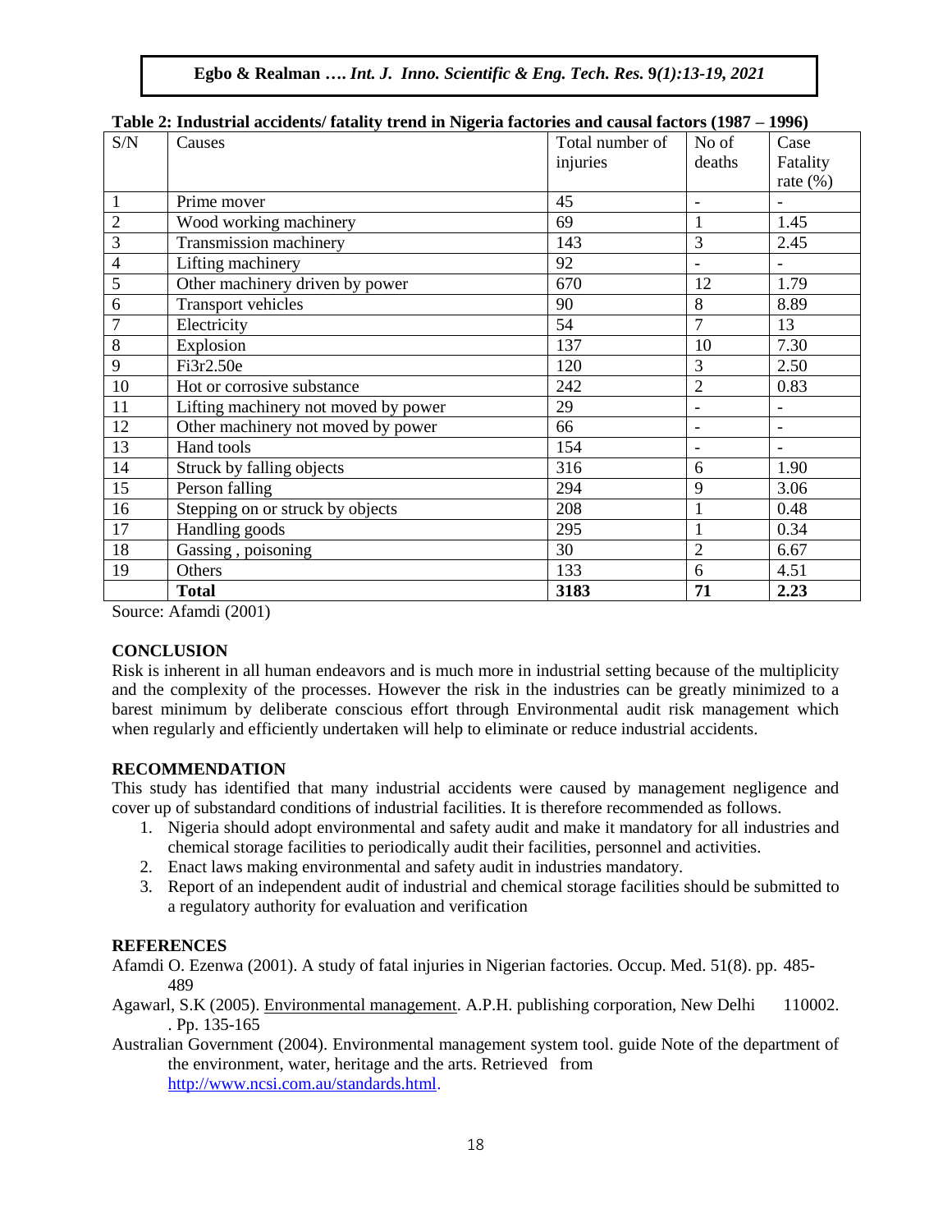**Table 2: Industrial accidents/ fatality trend in Nigeria factories and causal factors (1987 – 1996)**

| S/N | Causes | Total number of injuries | No of deaths | Case Fatality rate (%) |
|---|---|---|---|---|
| 1 | Prime mover | 45 | - | - |
| 2 | Wood working machinery | 69 | 1 | 1.45 |
| 3 | Transmission machinery | 143 | 3 | 2.45 |
| 4 | Lifting machinery | 92 | - | - |
| 5 | Other machinery driven by power | 670 | 12 | 1.79 |
| 6 | Transport vehicles | 90 | 8 | 8.89 |
| 7 | Electricity | 54 | 7 | 13 |
| 8 | Explosion | 137 | 10 | 7.30 |
| 9 | Fi3r2.50e | 120 | 3 | 2.50 |
| 10 | Hot or corrosive substance | 242 | 2 | 0.83 |
| 11 | Lifting machinery not moved by power | 29 | - | - |
| 12 | Other machinery not moved by power | 66 | - | - |
| 13 | Hand tools | 154 | - | - |
| 14 | Struck by falling objects | 316 | 6 | 1.90 |
| 15 | Person falling | 294 | 9 | 3.06 |
| 16 | Stepping on or struck by objects | 208 | 1 | 0.48 |
| 17 | Handling goods | 295 | 1 | 0.34 |
| 18 | Gassing , poisoning | 30 | 2 | 6.67 |
| 19 | Others | 133 | 6 | 4.51 |
| | **Total** | **3183** | **71** | **2.23** |

Source: Afamdi (2001)

## CONCLUSION

Risk is inherent in all human endeavors and is much more in industrial setting because of the multiplicity and the complexity of the processes. However the risk in the industries can be greatly minimized to a barest minimum by deliberate conscious effort through Environmental audit risk management which when regularly and efficiently undertaken will help to eliminate or reduce industrial accidents.

## RECOMMENDATION

This study has identified that many industrial accidents were caused by management negligence and cover up of substandard conditions of industrial facilities. It is therefore recommended as follows.

1. Nigeria should adopt environmental and safety audit and make it mandatory for all industries and chemical storage facilities to periodically audit their facilities, personnel and activities.
2. Enact laws making environmental and safety audit in industries mandatory.
3. Report of an independent audit of industrial and chemical storage facilities should be submitted to a regulatory authority for evaluation and verification

## REFERENCES

Afamdi O. Ezenwa (2001). A study of fatal injuries in Nigerian factories. Occup. Med. 51(8). pp. 485-489

Agawarl, S.K (2005). Environmental management. A.P.H. publishing corporation, New Delhi 110002. . Pp. 135-165

Australian Government (2004). Environmental management system tool. guide Note of the department of the environment, water, heritage and the arts. Retrieved from http://www.ncsi.com.au/standards.html.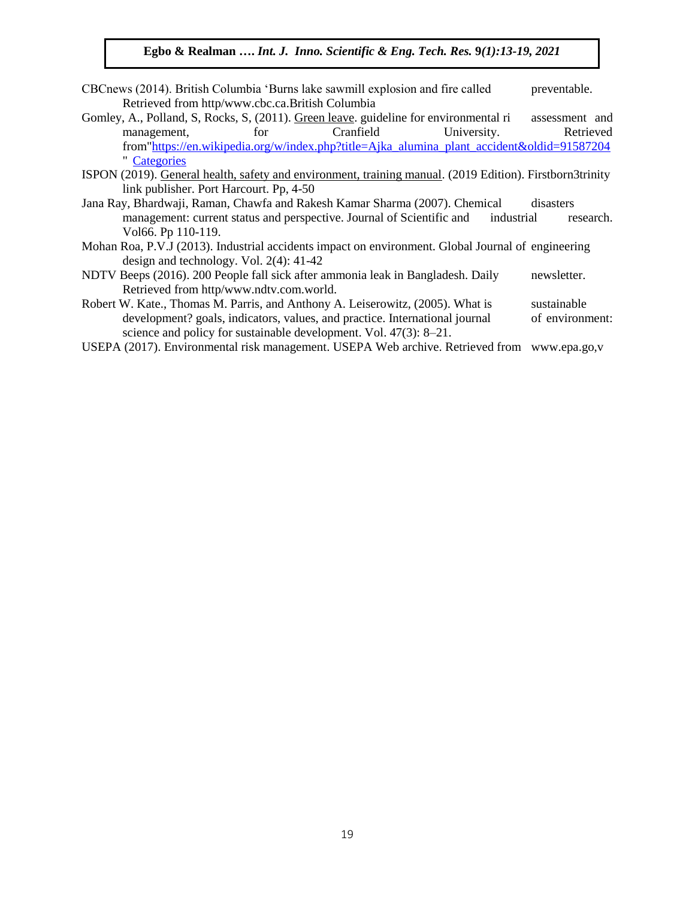CBCnews (2014). British Columbia 'Burns lake sawmill explosion and fire called preventable. Retrieved from http/www.cbc.ca.British Columbia

Gomley, A., Polland, S, Rocks, S, (2011). Green leave. guideline for environmental ri assessment and management, for Cranfield University. Retrieved from"https://en.wikipedia.org/w/index.php?title=Ajka_alumina_plant_accident&oldid=91587204 " Categories

ISPON (2019). General health, safety and environment, training manual. (2019 Edition). Firstborn3trinity link publisher. Port Harcourt. Pp, 4-50

Jana Ray, Bhardwaji, Raman, Chawfa and Rakesh Kamar Sharma (2007). Chemical disasters management: current status and perspective. Journal of Scientific and industrial research. Vol66. Pp 110-119.

Mohan Roa, P.V.J (2013). Industrial accidents impact on environment. Global Journal of engineering design and technology. Vol. 2(4): 41-42

NDTV Beeps (2016). 200 People fall sick after ammonia leak in Bangladesh. Daily newsletter. Retrieved from http/www.ndtv.com.world.

Robert W. Kate., Thomas M. Parris, and Anthony A. Leiserowitz, (2005). What is sustainable development? goals, indicators, values, and practice. International journal of environment: science and policy for sustainable development. Vol. 47(3): 8–21.

USEPA (2017). Environmental risk management. USEPA Web archive. Retrieved from www.epa.go,v